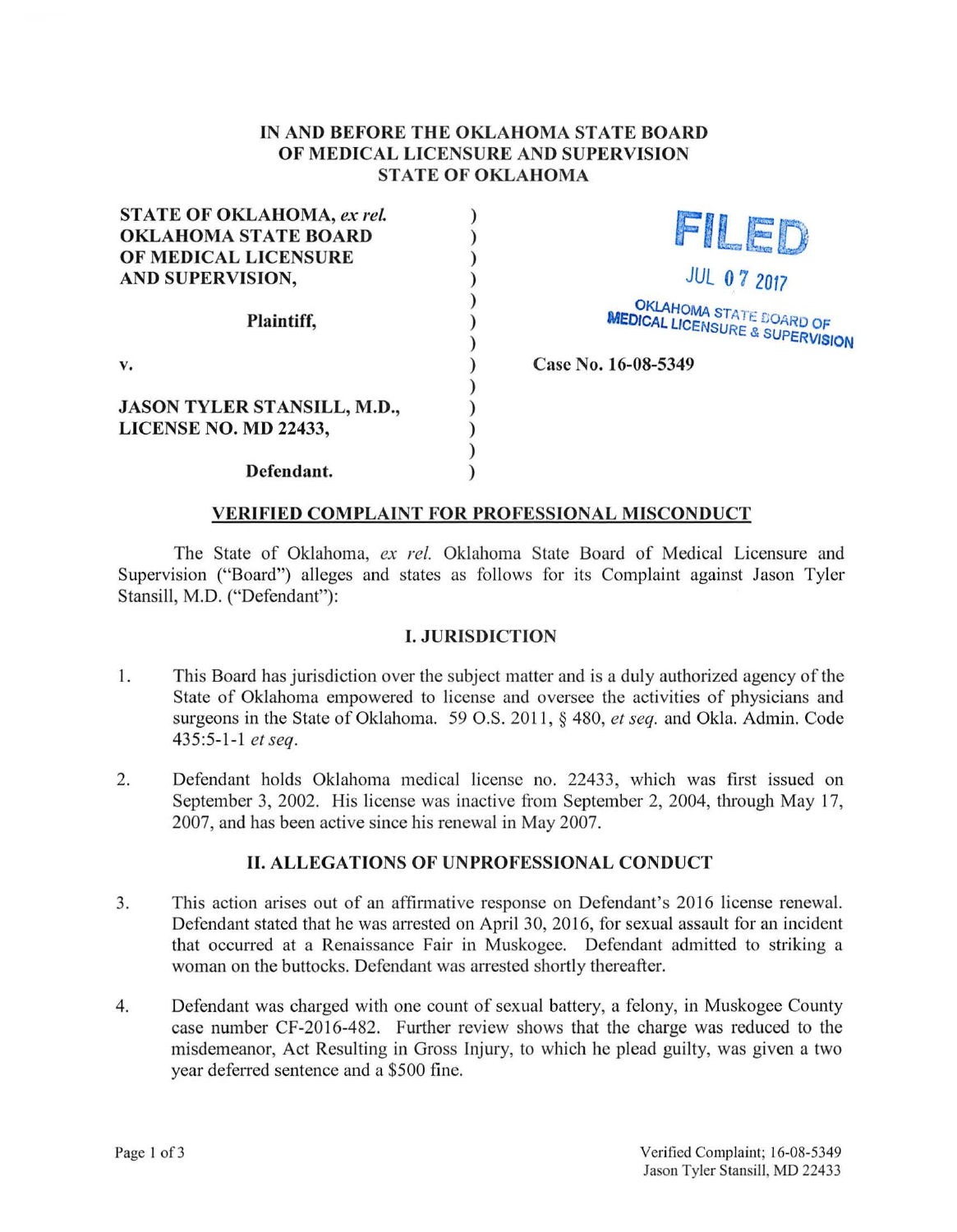# IN AND BEFORE THE OKLAHOMA STATE BOARD OF MEDICAL LICENSURE AND SUPERVISION STATE OF OKLAHOMA

| | | |
|---|---|---|
| **STATE OF OKLAHOMA,** *ex rel.* **OKLAHOMA STATE BOARD OF MEDICAL LICENSURE AND SUPERVISION,** | ) | FILED JUL 07 2017 OKLAHOMA STATE BOARD OF MEDICAL LICENSURE & SUPERVISION |
| **Plaintiff,** | ) | |
| v. | ) | **Case No. 16-08-5349** |
| **JASON TYLER STANSILL, M.D., LICENSE NO. MD 22433,** | ) | |
| **Defendant.** | ) | |

## VERIFIED COMPLAINT FOR PROFESSIONAL MISCONDUCT

The State of Oklahoma, *ex rel.* Oklahoma State Board of Medical Licensure and Supervision ("Board") alleges and states as follows for its Complaint against Jason Tyler Stansill, M.D. ("Defendant"):

### I. JURISDICTION

1. This Board has jurisdiction over the subject matter and is a duly authorized agency of the State of Oklahoma empowered to license and oversee the activities of physicians and surgeons in the State of Oklahoma. 59 O.S. 2011, § 480, *et seq.* and Okla. Admin. Code 435:5-1-1 *et seq.*

2. Defendant holds Oklahoma medical license no. 22433, which was first issued on September 3, 2002. His license was inactive from September 2, 2004, through May 17, 2007, and has been active since his renewal in May 2007.

### II. ALLEGATIONS OF UNPROFESSIONAL CONDUCT

3. This action arises out of an affirmative response on Defendant's 2016 license renewal. Defendant stated that he was arrested on April 30, 2016, for sexual assault for an incident that occurred at a Renaissance Fair in Muskogee. Defendant admitted to striking a woman on the buttocks. Defendant was arrested shortly thereafter.

4. Defendant was charged with one count of sexual battery, a felony, in Muskogee County case number CF-2016-482. Further review shows that the charge was reduced to the misdemeanor, Act Resulting in Gross Injury, to which he plead guilty, was given a two year deferred sentence and a $500 fine.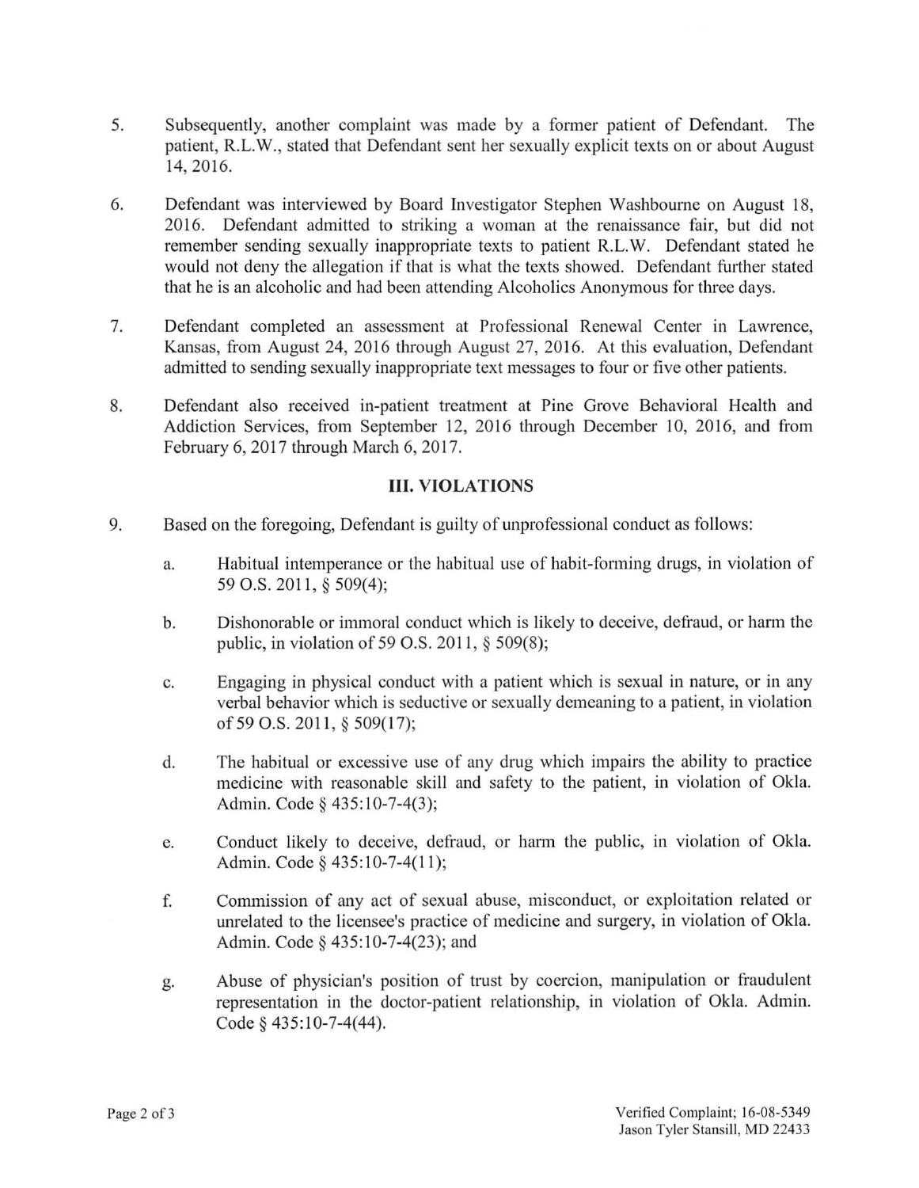5. Subsequently, another complaint was made by a former patient of Defendant. The patient, R.L.W., stated that Defendant sent her sexually explicit texts on or about August 14, 2016.

6. Defendant was interviewed by Board Investigator Stephen Washbourne on August 18, 2016. Defendant admitted to striking a woman at the renaissance fair, but did not remember sending sexually inappropriate texts to patient R.L.W. Defendant stated he would not deny the allegation if that is what the texts showed. Defendant further stated that he is an alcoholic and had been attending Alcoholics Anonymous for three days.

7. Defendant completed an assessment at Professional Renewal Center in Lawrence, Kansas, from August 24, 2016 through August 27, 2016. At this evaluation, Defendant admitted to sending sexually inappropriate text messages to four or five other patients.

8. Defendant also received in-patient treatment at Pine Grove Behavioral Health and Addiction Services, from September 12, 2016 through December 10, 2016, and from February 6, 2017 through March 6, 2017.

## III. VIOLATIONS

9. Based on the foregoing, Defendant is guilty of unprofessional conduct as follows:

   a. Habitual intemperance or the habitual use of habit-forming drugs, in violation of 59 O.S. 2011, § 509(4);

   b. Dishonorable or immoral conduct which is likely to deceive, defraud, or harm the public, in violation of 59 O.S. 2011, § 509(8);

   c. Engaging in physical conduct with a patient which is sexual in nature, or in any verbal behavior which is seductive or sexually demeaning to a patient, in violation of 59 O.S. 2011, § 509(17);

   d. The habitual or excessive use of any drug which impairs the ability to practice medicine with reasonable skill and safety to the patient, in violation of Okla. Admin. Code § 435:10-7-4(3);

   e. Conduct likely to deceive, defraud, or harm the public, in violation of Okla. Admin. Code § 435:10-7-4(11);

   f. Commission of any act of sexual abuse, misconduct, or exploitation related or unrelated to the licensee's practice of medicine and surgery, in violation of Okla. Admin. Code § 435:10-7-4(23); and

   g. Abuse of physician's position of trust by coercion, manipulation or fraudulent representation in the doctor-patient relationship, in violation of Okla. Admin. Code § 435:10-7-4(44).

Verified Complaint; 16-08-5349
Jason Tyler Stansill, MD 22433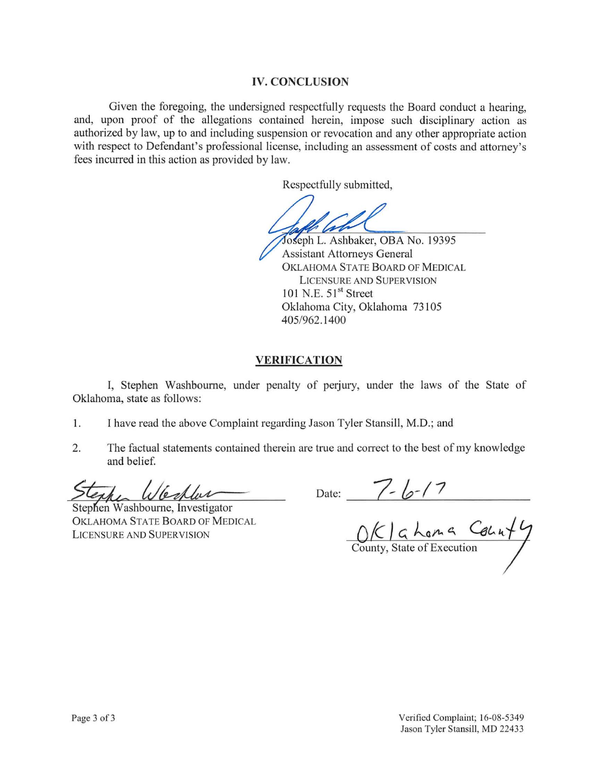## IV. CONCLUSION

Given the foregoing, the undersigned respectfully requests the Board conduct a hearing, and, upon proof of the allegations contained herein, impose such disciplinary action as authorized by law, up to and including suspension or revocation and any other appropriate action with respect to Defendant's professional license, including an assessment of costs and attorney's fees incurred in this action as provided by law.

Respectfully submitted,

Joseph L. Ashbaker, OBA No. 19395
Assistant Attorneys General
OKLAHOMA STATE BOARD OF MEDICAL LICENSURE AND SUPERVISION
101 N.E. 51st Street
Oklahoma City, Oklahoma 73105
405/962.1400

## VERIFICATION

I, Stephen Washbourne, under penalty of perjury, under the laws of the State of Oklahoma, state as follows:

1. I have read the above Complaint regarding Jason Tyler Stansill, M.D.; and

2. The factual statements contained therein are true and correct to the best of my knowledge and belief.

Stephen Washbourne, Investigator
OKLAHOMA STATE BOARD OF MEDICAL LICENSURE AND SUPERVISION

Date: 7-6-17

Oklahoma County
County, State of Execution

Verified Complaint; 16-08-5349
Jason Tyler Stansill, MD 22433